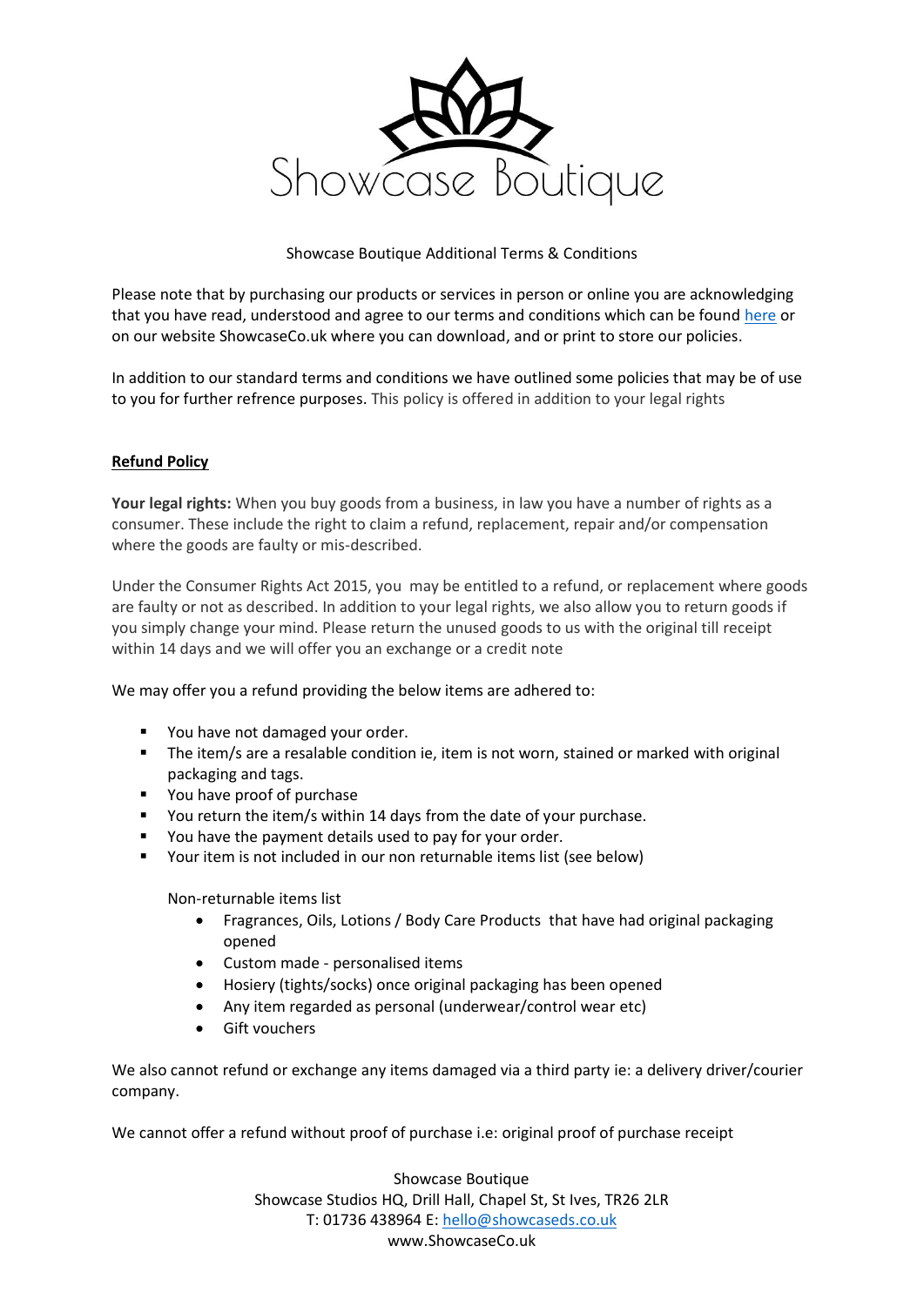Showcase Boutique

Showcase Boutique Additional Terms & Conditions

Please note that by purchasing our products or services in person or online you are acknowledging that you have read, understood and agree to our terms and conditions which can be found [here](#) or on our website ShowcaseCo.uk where you can download, and or print to store our policies.

In addition to our standard terms and conditions we have outlined some policies that may be of use to you for further refrence purposes. This policy is offered in addition to your legal rights

## Refund Policy

**Your legal rights:** When you buy goods from a business, in law you have a number of rights as a consumer. These include the right to claim a refund, replacement, repair and/or compensation where the goods are faulty or mis-described.

Under the Consumer Rights Act 2015, you may be entitled to a refund, or replacement where goods are faulty or not as described. In addition to your legal rights, we also allow you to return goods if you simply change your mind. Please return the unused goods to us with the original till receipt within 14 days and we will offer you an exchange or a credit note

We may offer you a refund providing the below items are adhered to:

- You have not damaged your order.
- The item/s are a resalable condition ie, item is not worn, stained or marked with original packaging and tags.
- You have proof of purchase
- You return the item/s within 14 days from the date of your purchase.
- You have the payment details used to pay for your order.
- Your item is not included in our non returnable items list (see below)

  Non-returnable items list
  - Fragrances, Oils, Lotions / Body Care Products that have had original packaging opened
  - Custom made - personalised items
  - Hosiery (tights/socks) once original packaging has been opened
  - Any item regarded as personal (underwear/control wear etc)
  - Gift vouchers

We also cannot refund or exchange any items damaged via a third party ie: a delivery driver/courier company.

We cannot offer a refund without proof of purchase i.e: original proof of purchase receipt

Showcase Boutique
Showcase Studios HQ, Drill Hall, Chapel St, St Ives, TR26 2LR
T: 01736 438964 E: [hello@showcaseds.co.uk](mailto:hello@showcaseds.co.uk)
www.ShowcaseCo.uk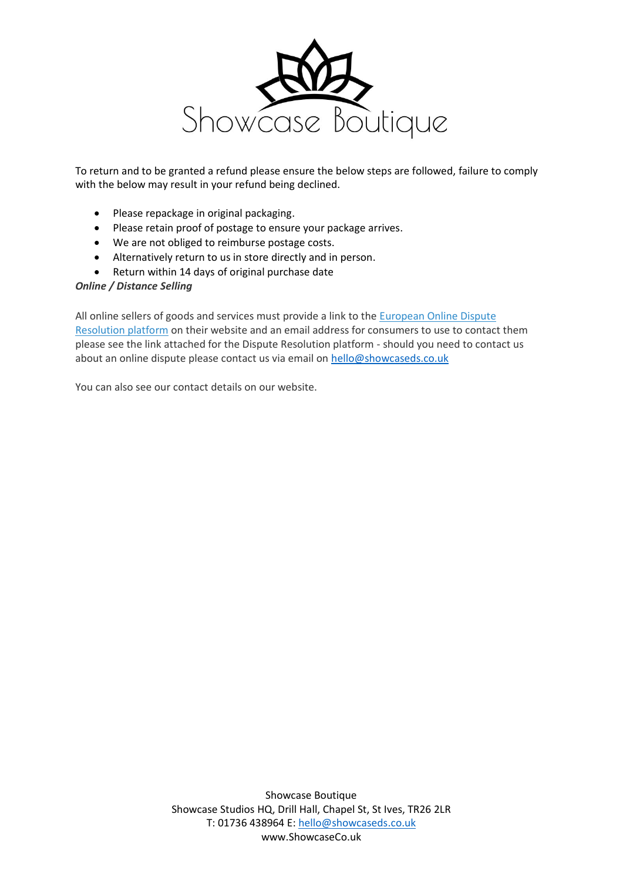Showcase Boutique

To return and to be granted a refund please ensure the below steps are followed, failure to comply with the below may result in your refund being declined.

- Please repackage in original packaging.
- Please retain proof of postage to ensure your package arrives.
- We are not obliged to reimburse postage costs.
- Alternatively return to us in store directly and in person.
- Return within 14 days of original purchase date

***Online / Distance Selling***

All online sellers of goods and services must provide a link to the European Online Dispute Resolution platform on their website and an email address for consumers to use to contact them please see the link attached for the Dispute Resolution platform - should you need to contact us about an online dispute please contact us via email on hello@showcaseds.co.uk

You can also see our contact details on our website.

Showcase Boutique
Showcase Studios HQ, Drill Hall, Chapel St, St Ives, TR26 2LR
T: 01736 438964 E: hello@showcaseds.co.uk
www.ShowcaseCo.uk